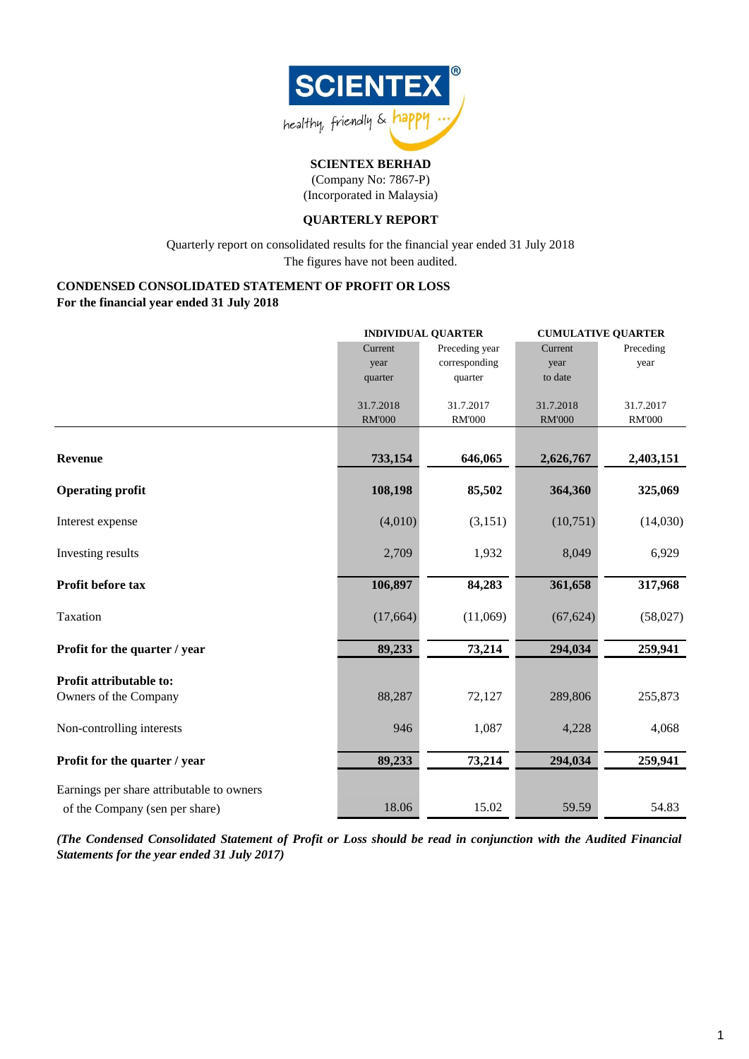**SCIENTEX BERHAD**
(Company No: 7867-P)
(Incorporated in Malaysia)

**QUARTERLY REPORT**

Quarterly report on consolidated results for the financial year ended 31 July 2018
The figures have not been audited.

**CONDENSED CONSOLIDATED STATEMENT OF PROFIT OR LOSS**
**For the financial year ended 31 July 2018**

| | INDIVIDUAL QUARTER | | CUMULATIVE QUARTER | |
|---|---|---|---|---|
| | Current year quarter | Preceding year corresponding quarter | Current year to date | Preceding year |
| | 31.7.2018 RM'000 | 31.7.2017 RM'000 | 31.7.2018 RM'000 | 31.7.2017 RM'000 |
| **Revenue** | **733,154** | **646,065** | **2,626,767** | **2,403,151** |
| **Operating profit** | **108,198** | **85,502** | **364,360** | **325,069** |
| Interest expense | (4,010) | (3,151) | (10,751) | (14,030) |
| Investing results | 2,709 | 1,932 | 8,049 | 6,929 |
| **Profit before tax** | **106,897** | **84,283** | **361,658** | **317,968** |
| Taxation | (17,664) | (11,069) | (67,624) | (58,027) |
| **Profit for the quarter / year** | **89,233** | **73,214** | **294,034** | **259,941** |
| **Profit attributable to:** | | | | |
| Owners of the Company | 88,287 | 72,127 | 289,806 | 255,873 |
| Non-controlling interests | 946 | 1,087 | 4,228 | 4,068 |
| **Profit for the quarter / year** | **89,233** | **73,214** | **294,034** | **259,941** |
| Earnings per share attributable to owners of the Company (sen per share) | 18.06 | 15.02 | 59.59 | 54.83 |

***(The Condensed Consolidated Statement of Profit or Loss should be read in conjunction with the Audited Financial Statements for the year ended 31 July 2017)***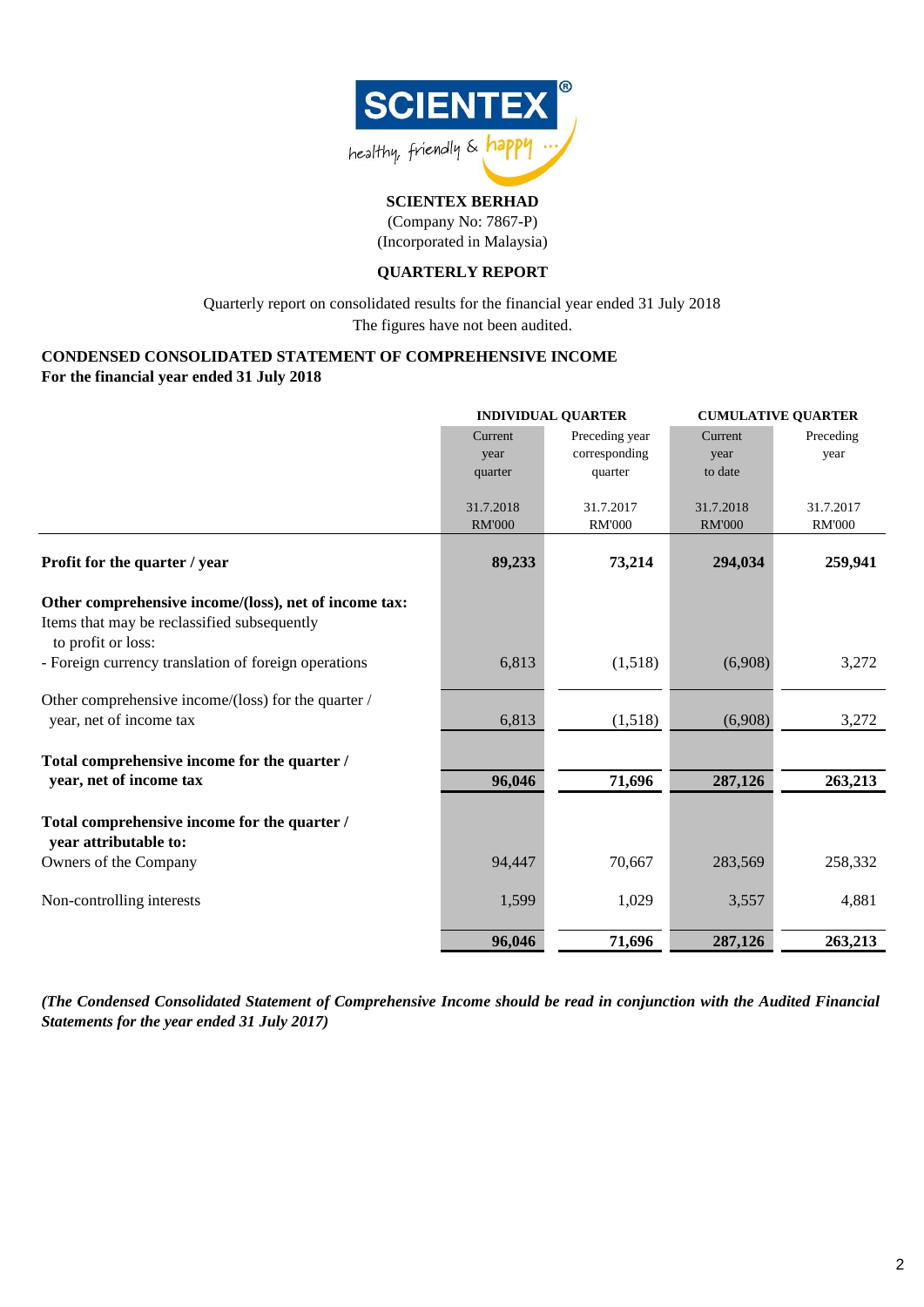**SCIENTEX BERHAD**
(Company No: 7867-P)
(Incorporated in Malaysia)

**QUARTERLY REPORT**

Quarterly report on consolidated results for the financial year ended 31 July 2018
The figures have not been audited.

**CONDENSED CONSOLIDATED STATEMENT OF COMPREHENSIVE INCOME**
**For the financial year ended 31 July 2018**

| | INDIVIDUAL QUARTER | | CUMULATIVE QUARTER | |
|---|---|---|---|---|
| | Current year quarter | Preceding year corresponding quarter | Current year to date | Preceding year |
| | 31.7.2018 RM'000 | 31.7.2017 RM'000 | 31.7.2018 RM'000 | 31.7.2017 RM'000 |
| **Profit for the quarter / year** | **89,233** | **73,214** | **294,034** | **259,941** |
| **Other comprehensive income/(loss), net of income tax:** | | | | |
| Items that may be reclassified subsequently to profit or loss: | | | | |
| - Foreign currency translation of foreign operations | 6,813 | (1,518) | (6,908) | 3,272 |
| Other comprehensive income/(loss) for the quarter / year, net of income tax | 6,813 | (1,518) | (6,908) | 3,272 |
| **Total comprehensive income for the quarter / year, net of income tax** | **96,046** | **71,696** | **287,126** | **263,213** |
| **Total comprehensive income for the quarter / year attributable to:** | | | | |
| Owners of the Company | 94,447 | 70,667 | 283,569 | 258,332 |
| Non-controlling interests | 1,599 | 1,029 | 3,557 | 4,881 |
| | **96,046** | **71,696** | **287,126** | **263,213** |

***(The Condensed Consolidated Statement of Comprehensive Income should be read in conjunction with the Audited Financial Statements for the year ended 31 July 2017)***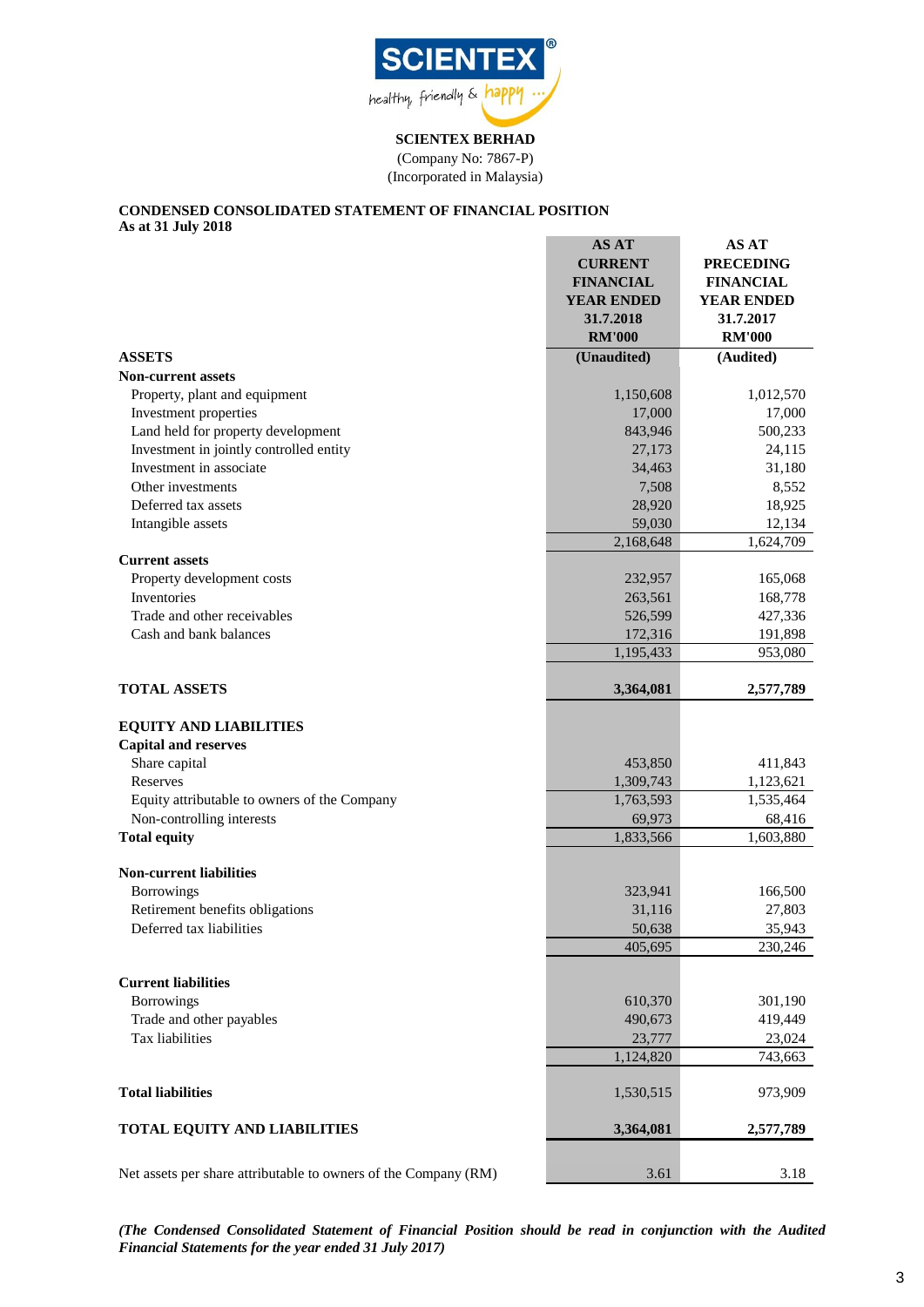**SCIENTEX BERHAD**
(Company No: 7867-P)
(Incorporated in Malaysia)

**CONDENSED CONSOLIDATED STATEMENT OF FINANCIAL POSITION**
**As at 31 July 2018**

| | AS AT CURRENT FINANCIAL YEAR ENDED 31.7.2018 RM'000 (Unaudited) | AS AT PRECEDING FINANCIAL YEAR ENDED 31.7.2017 RM'000 (Audited) |
|---|---|---|
| **ASSETS** | | |
| **Non-current assets** | | |
| Property, plant and equipment | 1,150,608 | 1,012,570 |
| Investment properties | 17,000 | 17,000 |
| Land held for property development | 843,946 | 500,233 |
| Investment in jointly controlled entity | 27,173 | 24,115 |
| Investment in associate | 34,463 | 31,180 |
| Other investments | 7,508 | 8,552 |
| Deferred tax assets | 28,920 | 18,925 |
| Intangible assets | 59,030 | 12,134 |
| | 2,168,648 | 1,624,709 |
| **Current assets** | | |
| Property development costs | 232,957 | 165,068 |
| Inventories | 263,561 | 168,778 |
| Trade and other receivables | 526,599 | 427,336 |
| Cash and bank balances | 172,316 | 191,898 |
| | 1,195,433 | 953,080 |
| **TOTAL ASSETS** | **3,364,081** | **2,577,789** |
| **EQUITY AND LIABILITIES** | | |
| **Capital and reserves** | | |
| Share capital | 453,850 | 411,843 |
| Reserves | 1,309,743 | 1,123,621 |
| Equity attributable to owners of the Company | 1,763,593 | 1,535,464 |
| Non-controlling interests | 69,973 | 68,416 |
| **Total equity** | 1,833,566 | 1,603,880 |
| **Non-current liabilities** | | |
| Borrowings | 323,941 | 166,500 |
| Retirement benefits obligations | 31,116 | 27,803 |
| Deferred tax liabilities | 50,638 | 35,943 |
| | 405,695 | 230,246 |
| **Current liabilities** | | |
| Borrowings | 610,370 | 301,190 |
| Trade and other payables | 490,673 | 419,449 |
| Tax liabilities | 23,777 | 23,024 |
| | 1,124,820 | 743,663 |
| **Total liabilities** | 1,530,515 | 973,909 |
| **TOTAL EQUITY AND LIABILITIES** | **3,364,081** | **2,577,789** |
| Net assets per share attributable to owners of the Company (RM) | 3.61 | 3.18 |

***(The Condensed Consolidated Statement of Financial Position should be read in conjunction with the Audited Financial Statements for the year ended 31 July 2017)***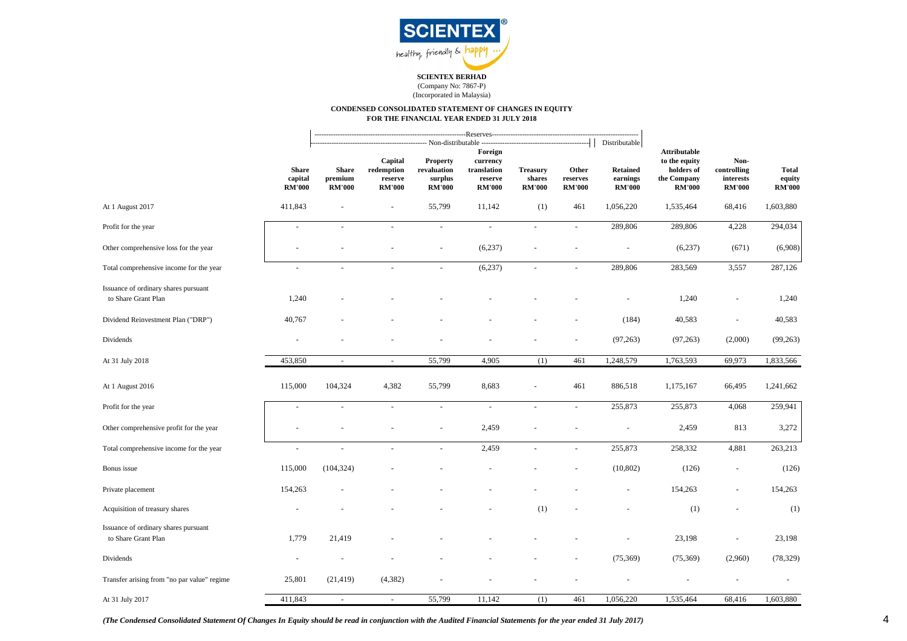**SCIENTEX BERHAD**
(Company No: 7867-P)
(Incorporated in Malaysia)

**CONDENSED CONSOLIDATED STATEMENT OF CHANGES IN EQUITY**
**FOR THE FINANCIAL YEAR ENDED 31 JULY 2018**

| | | Reserves | | | | | | | | | |
|---|---|---|---|---|---|---|---|---|---|---|---|
| | | Non-distributable | | | | | | Distributable | | | |
| | Share capital RM'000 | Share premium RM'000 | Capital redemption reserve RM'000 | Property revaluation surplus RM'000 | Foreign currency translation reserve RM'000 | Treasury shares RM'000 | Other reserves RM'000 | Retained earnings RM'000 | Attributable to the equity holders of the Company RM'000 | Non-controlling interests RM'000 | Total equity RM'000 |
| At 1 August 2017 | 411,843 | - | - | 55,799 | 11,142 | (1) | 461 | 1,056,220 | 1,535,464 | 68,416 | 1,603,880 |
| Profit for the year | - | - | - | - | - | - | - | 289,806 | 289,806 | 4,228 | 294,034 |
| Other comprehensive loss for the year | - | - | - | - | (6,237) | - | - | - | (6,237) | (671) | (6,908) |
| Total comprehensive income for the year | - | - | - | - | (6,237) | - | - | 289,806 | 283,569 | 3,557 | 287,126 |
| Issuance of ordinary shares pursuant to Share Grant Plan | 1,240 | - | - | - | - | - | - | - | 1,240 | - | 1,240 |
| Dividend Reinvestment Plan ("DRP") | 40,767 | - | - | - | - | - | - | (184) | 40,583 | - | 40,583 |
| Dividends | - | - | - | - | - | - | - | (97,263) | (97,263) | (2,000) | (99,263) |
| At 31 July 2018 | 453,850 | - | - | 55,799 | 4,905 | (1) | 461 | 1,248,579 | 1,763,593 | 69,973 | 1,833,566 |
| | | | | | | | | | | | |
| At 1 August 2016 | 115,000 | 104,324 | 4,382 | 55,799 | 8,683 | - | 461 | 886,518 | 1,175,167 | 66,495 | 1,241,662 |
| Profit for the year | - | - | - | - | - | - | - | 255,873 | 255,873 | 4,068 | 259,941 |
| Other comprehensive profit for the year | - | - | - | - | 2,459 | - | - | - | 2,459 | 813 | 3,272 |
| Total comprehensive income for the year | - | - | - | - | 2,459 | - | - | 255,873 | 258,332 | 4,881 | 263,213 |
| Bonus issue | 115,000 | (104,324) | - | - | - | - | - | (10,802) | (126) | - | (126) |
| Private placement | 154,263 | - | - | - | - | - | - | - | 154,263 | - | 154,263 |
| Acquisition of treasury shares | - | - | - | - | - | (1) | - | - | (1) | - | (1) |
| Issuance of ordinary shares pursuant to Share Grant Plan | 1,779 | 21,419 | - | - | - | - | - | - | 23,198 | - | 23,198 |
| Dividends | - | - | - | - | - | - | - | (75,369) | (75,369) | (2,960) | (78,329) |
| Transfer arising from "no par value" regime | 25,801 | (21,419) | (4,382) | - | - | - | - | - | - | - | - |
| At 31 July 2017 | 411,843 | - | - | 55,799 | 11,142 | (1) | 461 | 1,056,220 | 1,535,464 | 68,416 | 1,603,880 |

*(The Condensed Consolidated Statement Of Changes In Equity should be read in conjunction with the Audited Financial Statements for the year ended 31 July 2017)*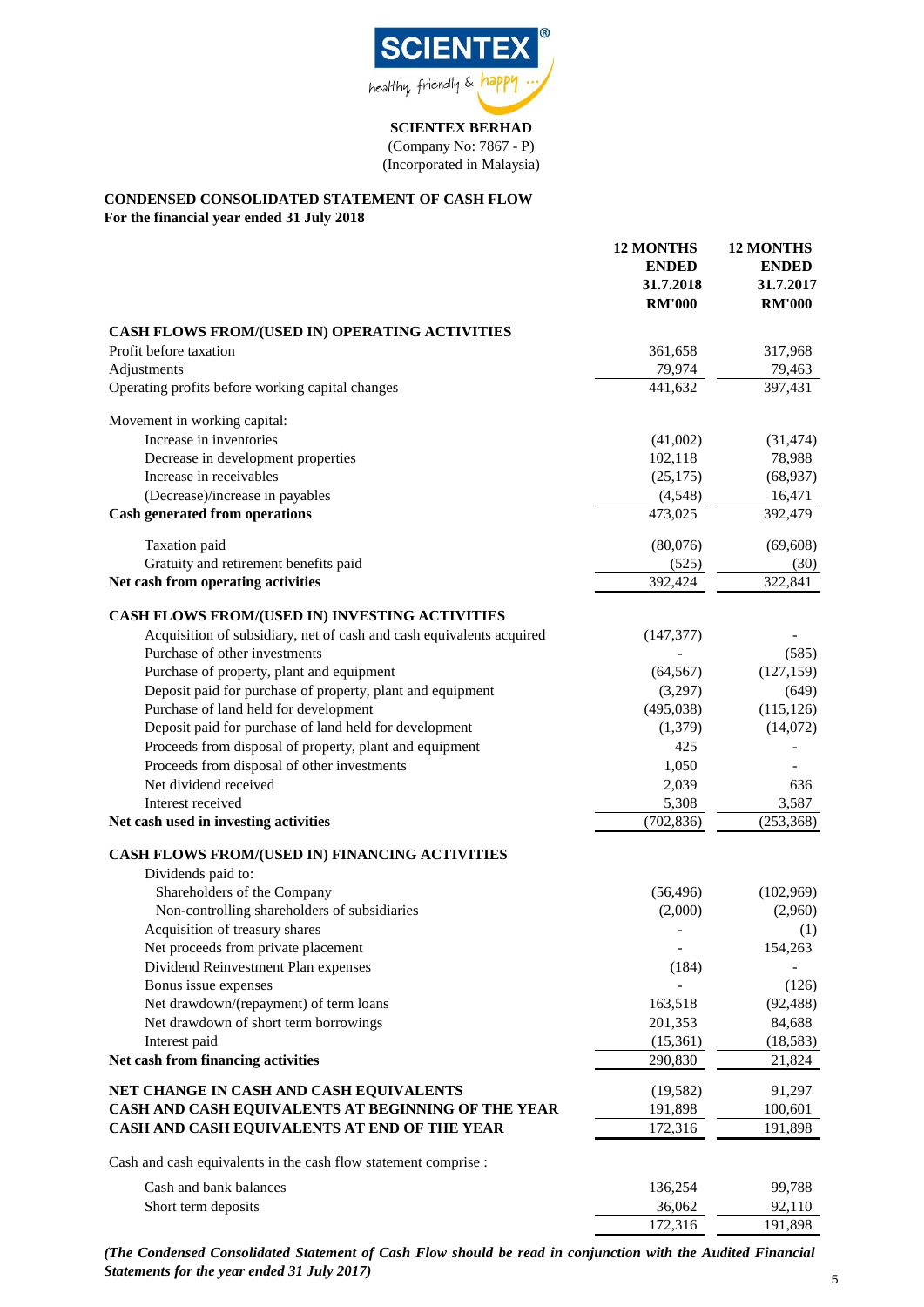**SCIENTEX BERHAD**
(Company No: 7867 - P)
(Incorporated in Malaysia)

## CONDENSED CONSOLIDATED STATEMENT OF CASH FLOW
**For the financial year ended 31 July 2018**

| | 12 MONTHS ENDED 31.7.2018 RM'000 | 12 MONTHS ENDED 31.7.2017 RM'000 |
|---|---|---|
| **CASH FLOWS FROM/(USED IN) OPERATING ACTIVITIES** | | |
| Profit before taxation | 361,658 | 317,968 |
| Adjustments | 79,974 | 79,463 |
| Operating profits before working capital changes | 441,632 | 397,431 |
| Movement in working capital: | | |
| Increase in inventories | (41,002) | (31,474) |
| Decrease in development properties | 102,118 | 78,988 |
| Increase in receivables | (25,175) | (68,937) |
| (Decrease)/increase in payables | (4,548) | 16,471 |
| **Cash generated from operations** | 473,025 | 392,479 |
| Taxation paid | (80,076) | (69,608) |
| Gratuity and retirement benefits paid | (525) | (30) |
| **Net cash from operating activities** | 392,424 | 322,841 |
| **CASH FLOWS FROM/(USED IN) INVESTING ACTIVITIES** | | |
| Acquisition of subsidiary, net of cash and cash equivalents acquired | (147,377) | - |
| Purchase of other investments | - | (585) |
| Purchase of property, plant and equipment | (64,567) | (127,159) |
| Deposit paid for purchase of property, plant and equipment | (3,297) | (649) |
| Purchase of land held for development | (495,038) | (115,126) |
| Deposit paid for purchase of land held for development | (1,379) | (14,072) |
| Proceeds from disposal of property, plant and equipment | 425 | - |
| Proceeds from disposal of other investments | 1,050 | - |
| Net dividend received | 2,039 | 636 |
| Interest received | 5,308 | 3,587 |
| **Net cash used in investing activities** | (702,836) | (253,368) |
| **CASH FLOWS FROM/(USED IN) FINANCING ACTIVITIES** | | |
| Dividends paid to: | | |
| Shareholders of the Company | (56,496) | (102,969) |
| Non-controlling shareholders of subsidiaries | (2,000) | (2,960) |
| Acquisition of treasury shares | - | (1) |
| Net proceeds from private placement | - | 154,263 |
| Dividend Reinvestment Plan expenses | (184) | - |
| Bonus issue expenses | - | (126) |
| Net drawdown/(repayment) of term loans | 163,518 | (92,488) |
| Net drawdown of short term borrowings | 201,353 | 84,688 |
| Interest paid | (15,361) | (18,583) |
| **Net cash from financing activities** | 290,830 | 21,824 |
| **NET CHANGE IN CASH AND CASH EQUIVALENTS** | (19,582) | 91,297 |
| **CASH AND CASH EQUIVALENTS AT BEGINNING OF THE YEAR** | 191,898 | 100,601 |
| **CASH AND CASH EQUIVALENTS AT END OF THE YEAR** | 172,316 | 191,898 |
| Cash and cash equivalents in the cash flow statement comprise : | | |
| Cash and bank balances | 136,254 | 99,788 |
| Short term deposits | 36,062 | 92,110 |
| | 172,316 | 191,898 |

***(The Condensed Consolidated Statement of Cash Flow should be read in conjunction with the Audited Financial Statements for the year ended 31 July 2017)***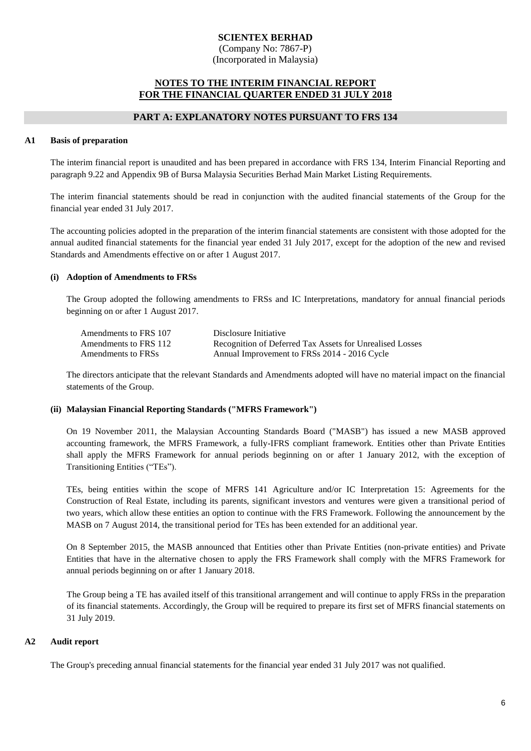**SCIENTEX BERHAD**
(Company No: 7867-P)
(Incorporated in Malaysia)

## NOTES TO THE INTERIM FINANCIAL REPORT FOR THE FINANCIAL QUARTER ENDED 31 JULY 2018

## PART A: EXPLANATORY NOTES PURSUANT TO FRS 134

### A1 Basis of preparation

The interim financial report is unaudited and has been prepared in accordance with FRS 134, Interim Financial Reporting and paragraph 9.22 and Appendix 9B of Bursa Malaysia Securities Berhad Main Market Listing Requirements.

The interim financial statements should be read in conjunction with the audited financial statements of the Group for the financial year ended 31 July 2017.

The accounting policies adopted in the preparation of the interim financial statements are consistent with those adopted for the annual audited financial statements for the financial year ended 31 July 2017, except for the adoption of the new and revised Standards and Amendments effective on or after 1 August 2017.

**(i) Adoption of Amendments to FRSs**

The Group adopted the following amendments to FRSs and IC Interpretations, mandatory for annual financial periods beginning on or after 1 August 2017.

| | |
|---|---|
| Amendments to FRS 107 | Disclosure Initiative |
| Amendments to FRS 112 | Recognition of Deferred Tax Assets for Unrealised Losses |
| Amendments to FRSs | Annual Improvement to FRSs 2014 - 2016 Cycle |

The directors anticipate that the relevant Standards and Amendments adopted will have no material impact on the financial statements of the Group.

**(ii) Malaysian Financial Reporting Standards ("MFRS Framework")**

On 19 November 2011, the Malaysian Accounting Standards Board ("MASB") has issued a new MASB approved accounting framework, the MFRS Framework, a fully-IFRS compliant framework. Entities other than Private Entities shall apply the MFRS Framework for annual periods beginning on or after 1 January 2012, with the exception of Transitioning Entities ("TEs").

TEs, being entities within the scope of MFRS 141 Agriculture and/or IC Interpretation 15: Agreements for the Construction of Real Estate, including its parents, significant investors and ventures were given a transitional period of two years, which allow these entities an option to continue with the FRS Framework. Following the announcement by the MASB on 7 August 2014, the transitional period for TEs has been extended for an additional year.

On 8 September 2015, the MASB announced that Entities other than Private Entities (non-private entities) and Private Entities that have in the alternative chosen to apply the FRS Framework shall comply with the MFRS Framework for annual periods beginning on or after 1 January 2018.

The Group being a TE has availed itself of this transitional arrangement and will continue to apply FRSs in the preparation of its financial statements. Accordingly, the Group will be required to prepare its first set of MFRS financial statements on 31 July 2019.

### A2 Audit report

The Group's preceding annual financial statements for the financial year ended 31 July 2017 was not qualified.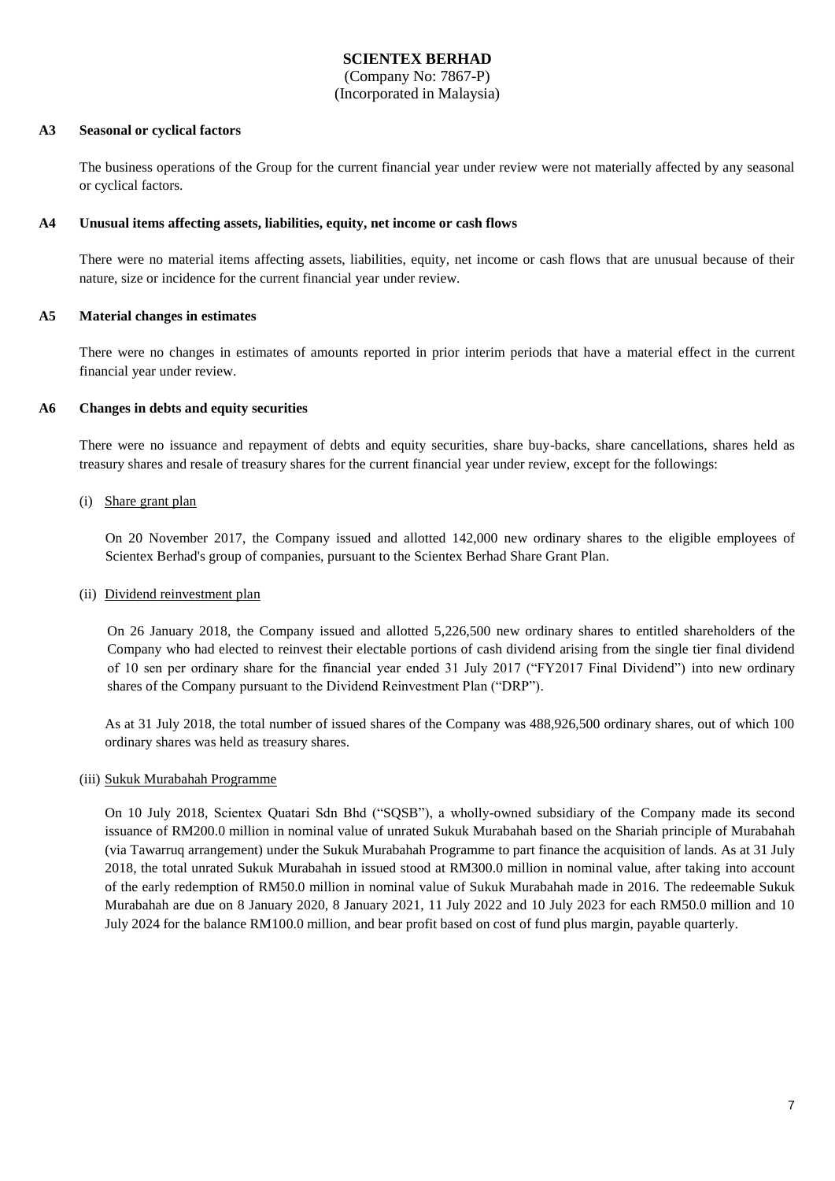### A3 Seasonal or cyclical factors

The business operations of the Group for the current financial year under review were not materially affected by any seasonal or cyclical factors.

### A4 Unusual items affecting assets, liabilities, equity, net income or cash flows

There were no material items affecting assets, liabilities, equity, net income or cash flows that are unusual because of their nature, size or incidence for the current financial year under review.

### A5 Material changes in estimates

There were no changes in estimates of amounts reported in prior interim periods that have a material effect in the current financial year under review.

### A6 Changes in debts and equity securities

There were no issuance and repayment of debts and equity securities, share buy-backs, share cancellations, shares held as treasury shares and resale of treasury shares for the current financial year under review, except for the followings:

(i) Share grant plan

On 20 November 2017, the Company issued and allotted 142,000 new ordinary shares to the eligible employees of Scientex Berhad's group of companies, pursuant to the Scientex Berhad Share Grant Plan.

(ii) Dividend reinvestment plan

On 26 January 2018, the Company issued and allotted 5,226,500 new ordinary shares to entitled shareholders of the Company who had elected to reinvest their electable portions of cash dividend arising from the single tier final dividend of 10 sen per ordinary share for the financial year ended 31 July 2017 ("FY2017 Final Dividend") into new ordinary shares of the Company pursuant to the Dividend Reinvestment Plan ("DRP").

As at 31 July 2018, the total number of issued shares of the Company was 488,926,500 ordinary shares, out of which 100 ordinary shares was held as treasury shares.

(iii) Sukuk Murabahah Programme

On 10 July 2018, Scientex Quatari Sdn Bhd ("SQSB"), a wholly-owned subsidiary of the Company made its second issuance of RM200.0 million in nominal value of unrated Sukuk Murabahah based on the Shariah principle of Murabahah (via Tawarruq arrangement) under the Sukuk Murabahah Programme to part finance the acquisition of lands. As at 31 July 2018, the total unrated Sukuk Murabahah in issued stood at RM300.0 million in nominal value, after taking into account of the early redemption of RM50.0 million in nominal value of Sukuk Murabahah made in 2016. The redeemable Sukuk Murabahah are due on 8 January 2020, 8 January 2021, 11 July 2022 and 10 July 2023 for each RM50.0 million and 10 July 2024 for the balance RM100.0 million, and bear profit based on cost of fund plus margin, payable quarterly.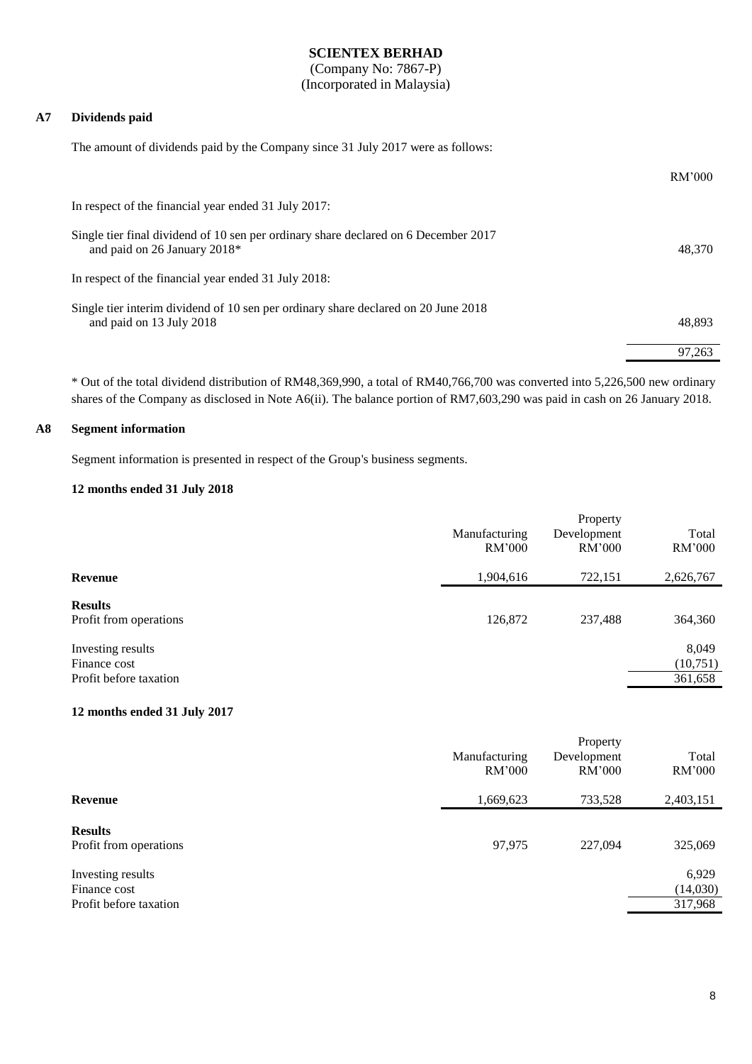## A7 Dividends paid

The amount of dividends paid by the Company since 31 July 2017 were as follows:

| | RM'000 |
|---|---|
| In respect of the financial year ended 31 July 2017: | |
| Single tier final dividend of 10 sen per ordinary share declared on 6 December 2017 and paid on 26 January 2018* | 48,370 |
| In respect of the financial year ended 31 July 2018: | |
| Single tier interim dividend of 10 sen per ordinary share declared on 20 June 2018 and paid on 13 July 2018 | 48,893 |
| | 97,263 |

* Out of the total dividend distribution of RM48,369,990, a total of RM40,766,700 was converted into 5,226,500 new ordinary shares of the Company as disclosed in Note A6(ii). The balance portion of RM7,603,290 was paid in cash on 26 January 2018.

## A8 Segment information

Segment information is presented in respect of the Group's business segments.

### 12 months ended 31 July 2018

| | Manufacturing RM'000 | Property Development RM'000 | Total RM'000 |
|---|---|---|---|
| **Revenue** | 1,904,616 | 722,151 | 2,626,767 |
| **Results** | | | |
| Profit from operations | 126,872 | 237,488 | 364,360 |
| Investing results | | | 8,049 |
| Finance cost | | | (10,751) |
| Profit before taxation | | | 361,658 |

### 12 months ended 31 July 2017

| | Manufacturing RM'000 | Property Development RM'000 | Total RM'000 |
|---|---|---|---|
| **Revenue** | 1,669,623 | 733,528 | 2,403,151 |
| **Results** | | | |
| Profit from operations | 97,975 | 227,094 | 325,069 |
| Investing results | | | 6,929 |
| Finance cost | | | (14,030) |
| Profit before taxation | | | 317,968 |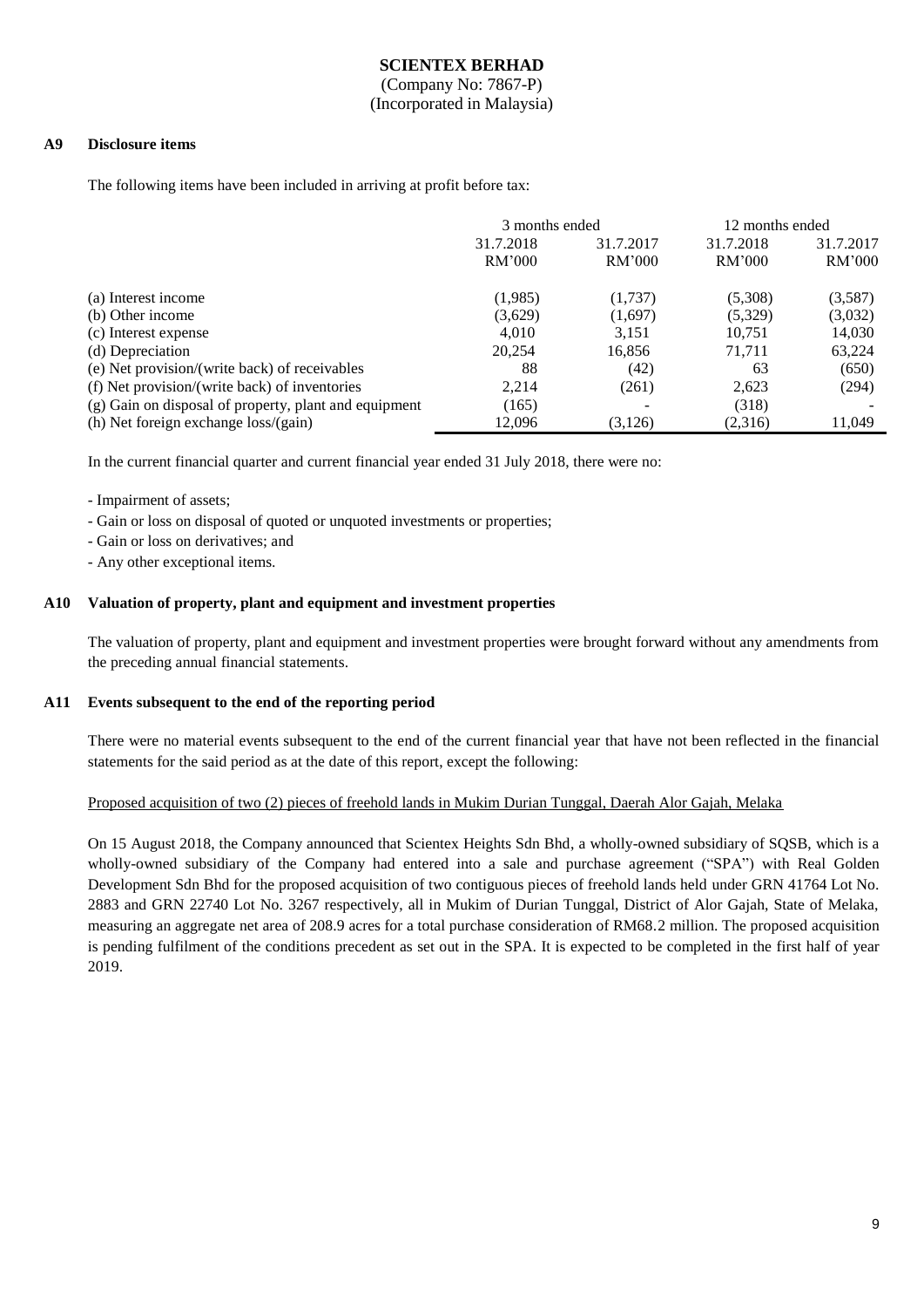**SCIENTEX BERHAD**
(Company No: 7867-P)
(Incorporated in Malaysia)

**A9 Disclosure items**

The following items have been included in arriving at profit before tax:

| | 3 months ended | | 12 months ended | |
|---|---|---|---|---|
| | 31.7.2018 | 31.7.2017 | 31.7.2018 | 31.7.2017 |
| | RM'000 | RM'000 | RM'000 | RM'000 |
| (a) Interest income | (1,985) | (1,737) | (5,308) | (3,587) |
| (b) Other income | (3,629) | (1,697) | (5,329) | (3,032) |
| (c) Interest expense | 4,010 | 3,151 | 10,751 | 14,030 |
| (d) Depreciation | 20,254 | 16,856 | 71,711 | 63,224 |
| (e) Net provision/(write back) of receivables | 88 | (42) | 63 | (650) |
| (f) Net provision/(write back) of inventories | 2,214 | (261) | 2,623 | (294) |
| (g) Gain on disposal of property, plant and equipment | (165) | - | (318) | - |
| (h) Net foreign exchange loss/(gain) | 12,096 | (3,126) | (2,316) | 11,049 |

In the current financial quarter and current financial year ended 31 July 2018, there were no:

- Impairment of assets;
- Gain or loss on disposal of quoted or unquoted investments or properties;
- Gain or loss on derivatives; and
- Any other exceptional items.

**A10 Valuation of property, plant and equipment and investment properties**

The valuation of property, plant and equipment and investment properties were brought forward without any amendments from the preceding annual financial statements.

**A11 Events subsequent to the end of the reporting period**

There were no material events subsequent to the end of the current financial year that have not been reflected in the financial statements for the said period as at the date of this report, except the following:

Proposed acquisition of two (2) pieces of freehold lands in Mukim Durian Tunggal, Daerah Alor Gajah, Melaka

On 15 August 2018, the Company announced that Scientex Heights Sdn Bhd, a wholly-owned subsidiary of SQSB, which is a wholly-owned subsidiary of the Company had entered into a sale and purchase agreement ("SPA") with Real Golden Development Sdn Bhd for the proposed acquisition of two contiguous pieces of freehold lands held under GRN 41764 Lot No. 2883 and GRN 22740 Lot No. 3267 respectively, all in Mukim of Durian Tunggal, District of Alor Gajah, State of Melaka, measuring an aggregate net area of 208.9 acres for a total purchase consideration of RM68.2 million. The proposed acquisition is pending fulfilment of the conditions precedent as set out in the SPA. It is expected to be completed in the first half of year 2019.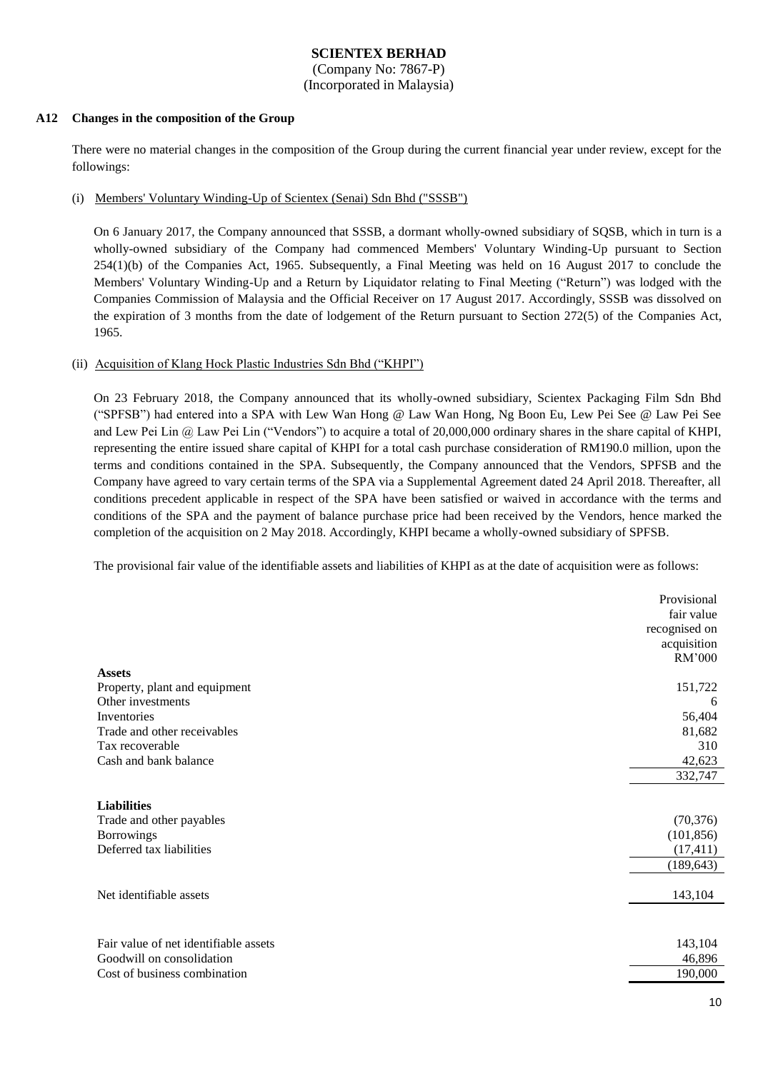**SCIENTEX BERHAD**
(Company No: 7867-P)
(Incorporated in Malaysia)

**A12 Changes in the composition of the Group**

There were no material changes in the composition of the Group during the current financial year under review, except for the followings:

(i) Members' Voluntary Winding-Up of Scientex (Senai) Sdn Bhd ("SSSB")

On 6 January 2017, the Company announced that SSSB, a dormant wholly-owned subsidiary of SQSB, which in turn is a wholly-owned subsidiary of the Company had commenced Members' Voluntary Winding-Up pursuant to Section 254(1)(b) of the Companies Act, 1965. Subsequently, a Final Meeting was held on 16 August 2017 to conclude the Members' Voluntary Winding-Up and a Return by Liquidator relating to Final Meeting ("Return") was lodged with the Companies Commission of Malaysia and the Official Receiver on 17 August 2017. Accordingly, SSSB was dissolved on the expiration of 3 months from the date of lodgement of the Return pursuant to Section 272(5) of the Companies Act, 1965.

(ii) Acquisition of Klang Hock Plastic Industries Sdn Bhd ("KHPI")

On 23 February 2018, the Company announced that its wholly-owned subsidiary, Scientex Packaging Film Sdn Bhd ("SPFSB") had entered into a SPA with Lew Wan Hong @ Law Wan Hong, Ng Boon Eu, Lew Pei See @ Law Pei See and Lew Pei Lin @ Law Pei Lin ("Vendors") to acquire a total of 20,000,000 ordinary shares in the share capital of KHPI, representing the entire issued share capital of KHPI for a total cash purchase consideration of RM190.0 million, upon the terms and conditions contained in the SPA. Subsequently, the Company announced that the Vendors, SPFSB and the Company have agreed to vary certain terms of the SPA via a Supplemental Agreement dated 24 April 2018. Thereafter, all conditions precedent applicable in respect of the SPA have been satisfied or waived in accordance with the terms and conditions of the SPA and the payment of balance purchase price had been received by the Vendors, hence marked the completion of the acquisition on 2 May 2018. Accordingly, KHPI became a wholly-owned subsidiary of SPFSB.

The provisional fair value of the identifiable assets and liabilities of KHPI as at the date of acquisition were as follows:

| | Provisional fair value recognised on acquisition RM'000 |
|---|---|
| **Assets** | |
| Property, plant and equipment | 151,722 |
| Other investments | 6 |
| Inventories | 56,404 |
| Trade and other receivables | 81,682 |
| Tax recoverable | 310 |
| Cash and bank balance | 42,623 |
| | 332,747 |
| **Liabilities** | |
| Trade and other payables | (70,376) |
| Borrowings | (101,856) |
| Deferred tax liabilities | (17,411) |
| | (189,643) |
| Net identifiable assets | 143,104 |
| | |
| Fair value of net identifiable assets | 143,104 |
| Goodwill on consolidation | 46,896 |
| Cost of business combination | 190,000 |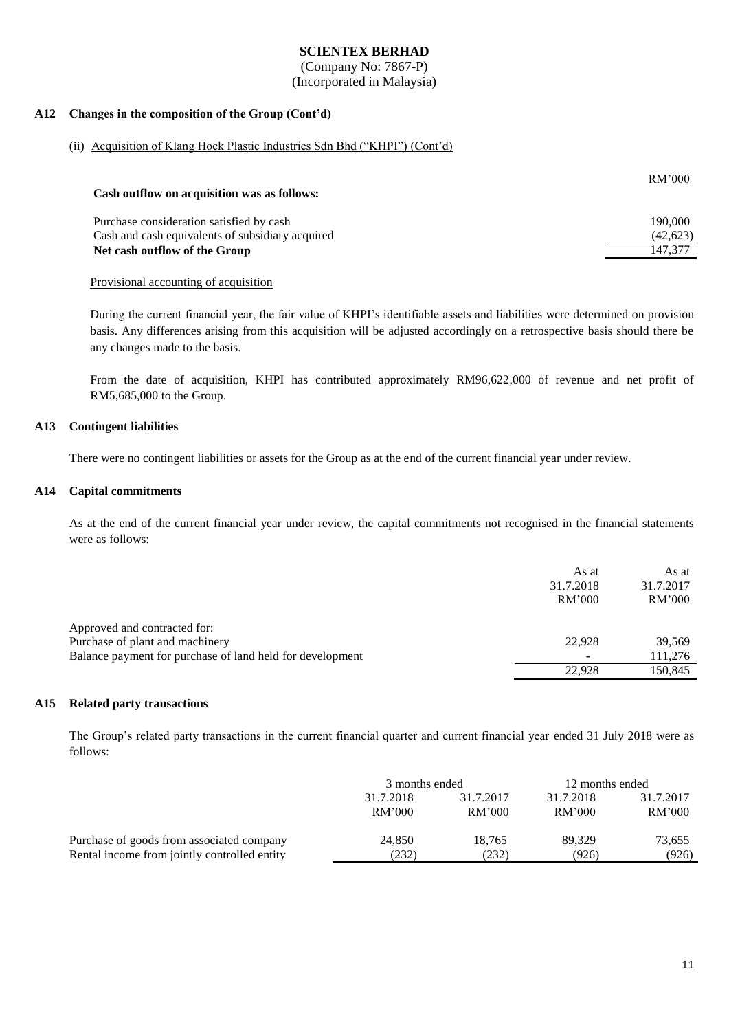**SCIENTEX BERHAD**
(Company No: 7867-P)
(Incorporated in Malaysia)

## A12 Changes in the composition of the Group (Cont'd)

(ii) Acquisition of Klang Hock Plastic Industries Sdn Bhd ("KHPI") (Cont'd)

| **Cash outflow on acquisition was as follows:** | RM'000 |
|---|---|
| Purchase consideration satisfied by cash | 190,000 |
| Cash and cash equivalents of subsidiary acquired | (42,623) |
| **Net cash outflow of the Group** | 147,377 |

Provisional accounting of acquisition

During the current financial year, the fair value of KHPI's identifiable assets and liabilities were determined on provision basis. Any differences arising from this acquisition will be adjusted accordingly on a retrospective basis should there be any changes made to the basis.

From the date of acquisition, KHPI has contributed approximately RM96,622,000 of revenue and net profit of RM5,685,000 to the Group.

## A13 Contingent liabilities

There were no contingent liabilities or assets for the Group as at the end of the current financial year under review.

## A14 Capital commitments

As at the end of the current financial year under review, the capital commitments not recognised in the financial statements were as follows:

| | As at 31.7.2018 RM'000 | As at 31.7.2017 RM'000 |
|---|---|---|
| Approved and contracted for: | | |
| Purchase of plant and machinery | 22,928 | 39,569 |
| Balance payment for purchase of land held for development | - | 111,276 |
| | 22,928 | 150,845 |

## A15 Related party transactions

The Group's related party transactions in the current financial quarter and current financial year ended 31 July 2018 were as follows:

| | 3 months ended | | 12 months ended | |
|---|---|---|---|---|
| | 31.7.2018 RM'000 | 31.7.2017 RM'000 | 31.7.2018 RM'000 | 31.7.2017 RM'000 |
| Purchase of goods from associated company | 24,850 | 18,765 | 89,329 | 73,655 |
| Rental income from jointly controlled entity | (232) | (232) | (926) | (926) |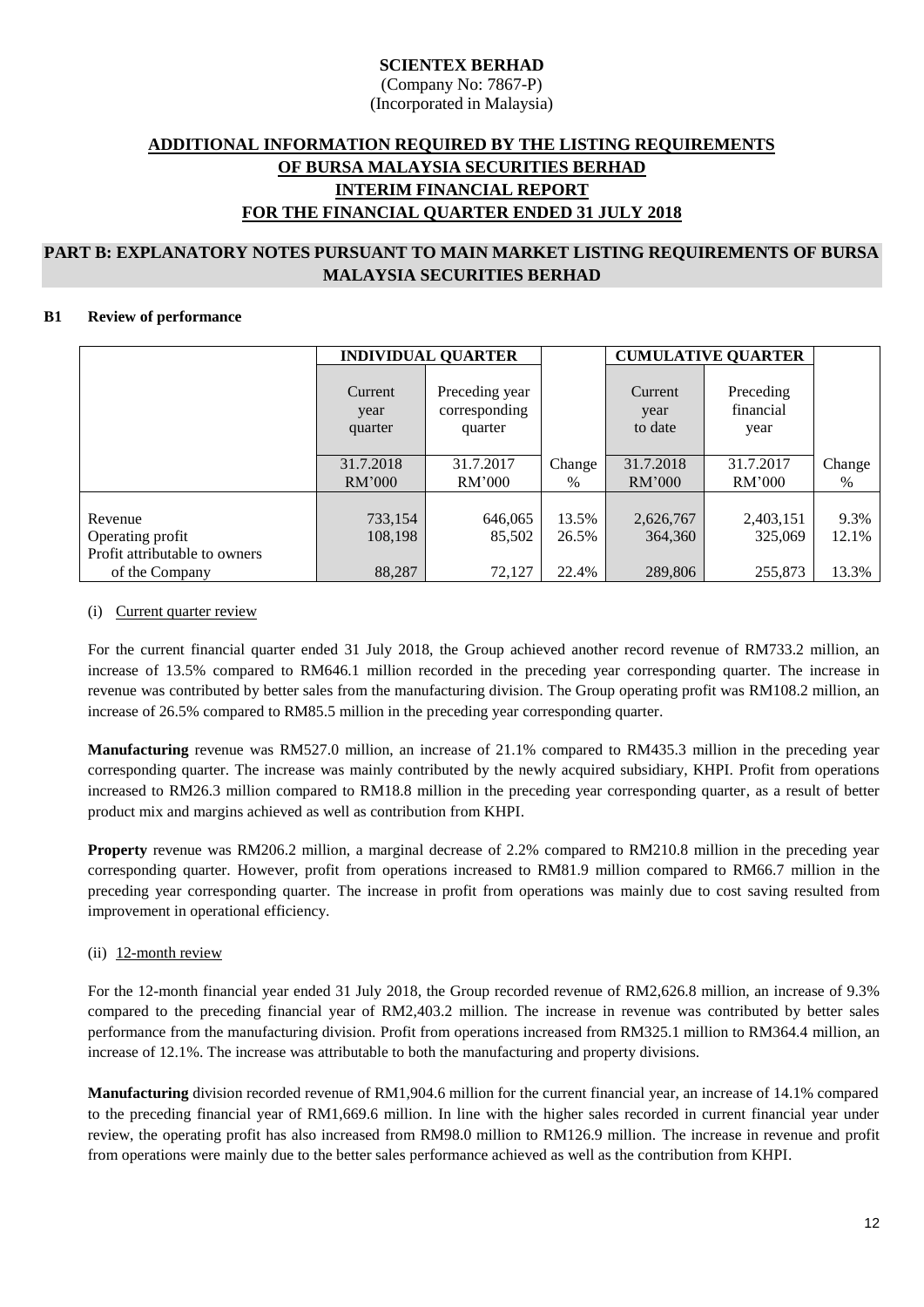**SCIENTEX BERHAD**
(Company No: 7867-P)
(Incorporated in Malaysia)

## ADDITIONAL INFORMATION REQUIRED BY THE LISTING REQUIREMENTS OF BURSA MALAYSIA SECURITIES BERHAD INTERIM FINANCIAL REPORT FOR THE FINANCIAL QUARTER ENDED 31 JULY 2018

## PART B: EXPLANATORY NOTES PURSUANT TO MAIN MARKET LISTING REQUIREMENTS OF BURSA MALAYSIA SECURITIES BERHAD

### B1 Review of performance

| | INDIVIDUAL QUARTER | | | CUMULATIVE QUARTER | | |
|---|---|---|---|---|---|---|
| | Current year quarter | Preceding year corresponding quarter | | Current year to date | Preceding financial year | |
| | 31.7.2018 RM'000 | 31.7.2017 RM'000 | Change % | 31.7.2018 RM'000 | 31.7.2017 RM'000 | Change % |
| Revenue | 733,154 | 646,065 | 13.5% | 2,626,767 | 2,403,151 | 9.3% |
| Operating profit | 108,198 | 85,502 | 26.5% | 364,360 | 325,069 | 12.1% |
| Profit attributable to owners of the Company | 88,287 | 72,127 | 22.4% | 289,806 | 255,873 | 13.3% |

(i) Current quarter review

For the current financial quarter ended 31 July 2018, the Group achieved another record revenue of RM733.2 million, an increase of 13.5% compared to RM646.1 million recorded in the preceding year corresponding quarter. The increase in revenue was contributed by better sales from the manufacturing division. The Group operating profit was RM108.2 million, an increase of 26.5% compared to RM85.5 million in the preceding year corresponding quarter.

**Manufacturing** revenue was RM527.0 million, an increase of 21.1% compared to RM435.3 million in the preceding year corresponding quarter. The increase was mainly contributed by the newly acquired subsidiary, KHPI. Profit from operations increased to RM26.3 million compared to RM18.8 million in the preceding year corresponding quarter, as a result of better product mix and margins achieved as well as contribution from KHPI.

**Property** revenue was RM206.2 million, a marginal decrease of 2.2% compared to RM210.8 million in the preceding year corresponding quarter. However, profit from operations increased to RM81.9 million compared to RM66.7 million in the preceding year corresponding quarter. The increase in profit from operations was mainly due to cost saving resulted from improvement in operational efficiency.

(ii) 12-month review

For the 12-month financial year ended 31 July 2018, the Group recorded revenue of RM2,626.8 million, an increase of 9.3% compared to the preceding financial year of RM2,403.2 million. The increase in revenue was contributed by better sales performance from the manufacturing division. Profit from operations increased from RM325.1 million to RM364.4 million, an increase of 12.1%. The increase was attributable to both the manufacturing and property divisions.

**Manufacturing** division recorded revenue of RM1,904.6 million for the current financial year, an increase of 14.1% compared to the preceding financial year of RM1,669.6 million. In line with the higher sales recorded in current financial year under review, the operating profit has also increased from RM98.0 million to RM126.9 million. The increase in revenue and profit from operations were mainly due to the better sales performance achieved as well as the contribution from KHPI.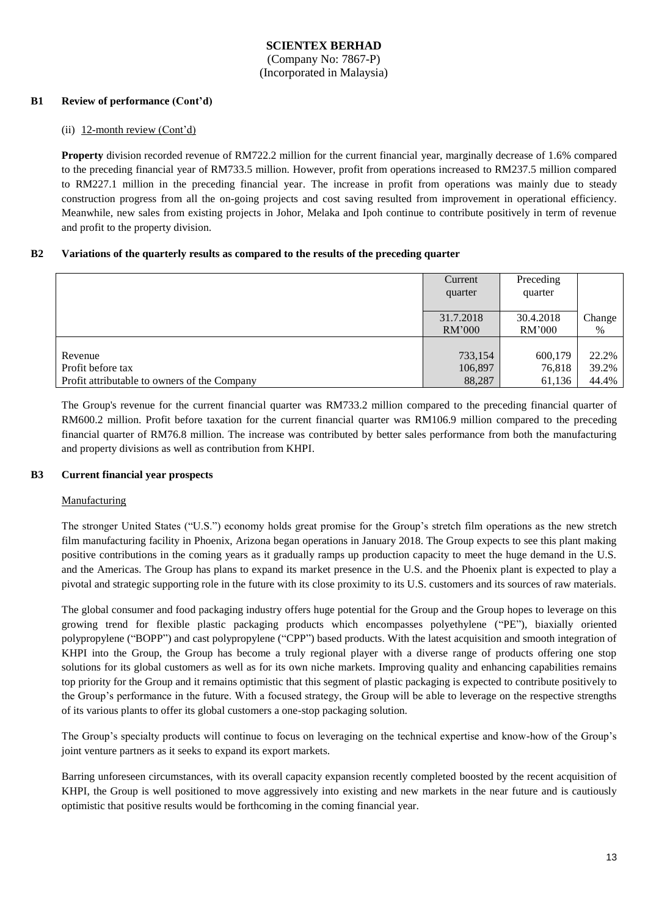**SCIENTEX BERHAD**
(Company No: 7867-P)
(Incorporated in Malaysia)

## B1 Review of performance (Cont'd)

(ii) 12-month review (Cont'd)

**Property** division recorded revenue of RM722.2 million for the current financial year, marginally decrease of 1.6% compared to the preceding financial year of RM733.5 million. However, profit from operations increased to RM237.5 million compared to RM227.1 million in the preceding financial year. The increase in profit from operations was mainly due to steady construction progress from all the on-going projects and cost saving resulted from improvement in operational efficiency. Meanwhile, new sales from existing projects in Johor, Melaka and Ipoh continue to contribute positively in term of revenue and profit to the property division.

## B2 Variations of the quarterly results as compared to the results of the preceding quarter

| | Current quarter | Preceding quarter | |
|---|---|---|---|
| | 31.7.2018 RM'000 | 30.4.2018 RM'000 | Change % |
| Revenue | 733,154 | 600,179 | 22.2% |
| Profit before tax | 106,897 | 76,818 | 39.2% |
| Profit attributable to owners of the Company | 88,287 | 61,136 | 44.4% |

The Group's revenue for the current financial quarter was RM733.2 million compared to the preceding financial quarter of RM600.2 million. Profit before taxation for the current financial quarter was RM106.9 million compared to the preceding financial quarter of RM76.8 million. The increase was contributed by better sales performance from both the manufacturing and property divisions as well as contribution from KHPI.

## B3 Current financial year prospects

Manufacturing

The stronger United States ("U.S.") economy holds great promise for the Group's stretch film operations as the new stretch film manufacturing facility in Phoenix, Arizona began operations in January 2018. The Group expects to see this plant making positive contributions in the coming years as it gradually ramps up production capacity to meet the huge demand in the U.S. and the Americas. The Group has plans to expand its market presence in the U.S. and the Phoenix plant is expected to play a pivotal and strategic supporting role in the future with its close proximity to its U.S. customers and its sources of raw materials.

The global consumer and food packaging industry offers huge potential for the Group and the Group hopes to leverage on this growing trend for flexible plastic packaging products which encompasses polyethylene ("PE"), biaxially oriented polypropylene ("BOPP") and cast polypropylene ("CPP") based products. With the latest acquisition and smooth integration of KHPI into the Group, the Group has become a truly regional player with a diverse range of products offering one stop solutions for its global customers as well as for its own niche markets. Improving quality and enhancing capabilities remains top priority for the Group and it remains optimistic that this segment of plastic packaging is expected to contribute positively to the Group's performance in the future. With a focused strategy, the Group will be able to leverage on the respective strengths of its various plants to offer its global customers a one-stop packaging solution.

The Group's specialty products will continue to focus on leveraging on the technical expertise and know-how of the Group's joint venture partners as it seeks to expand its export markets.

Barring unforeseen circumstances, with its overall capacity expansion recently completed boosted by the recent acquisition of KHPI, the Group is well positioned to move aggressively into existing and new markets in the near future and is cautiously optimistic that positive results would be forthcoming in the coming financial year.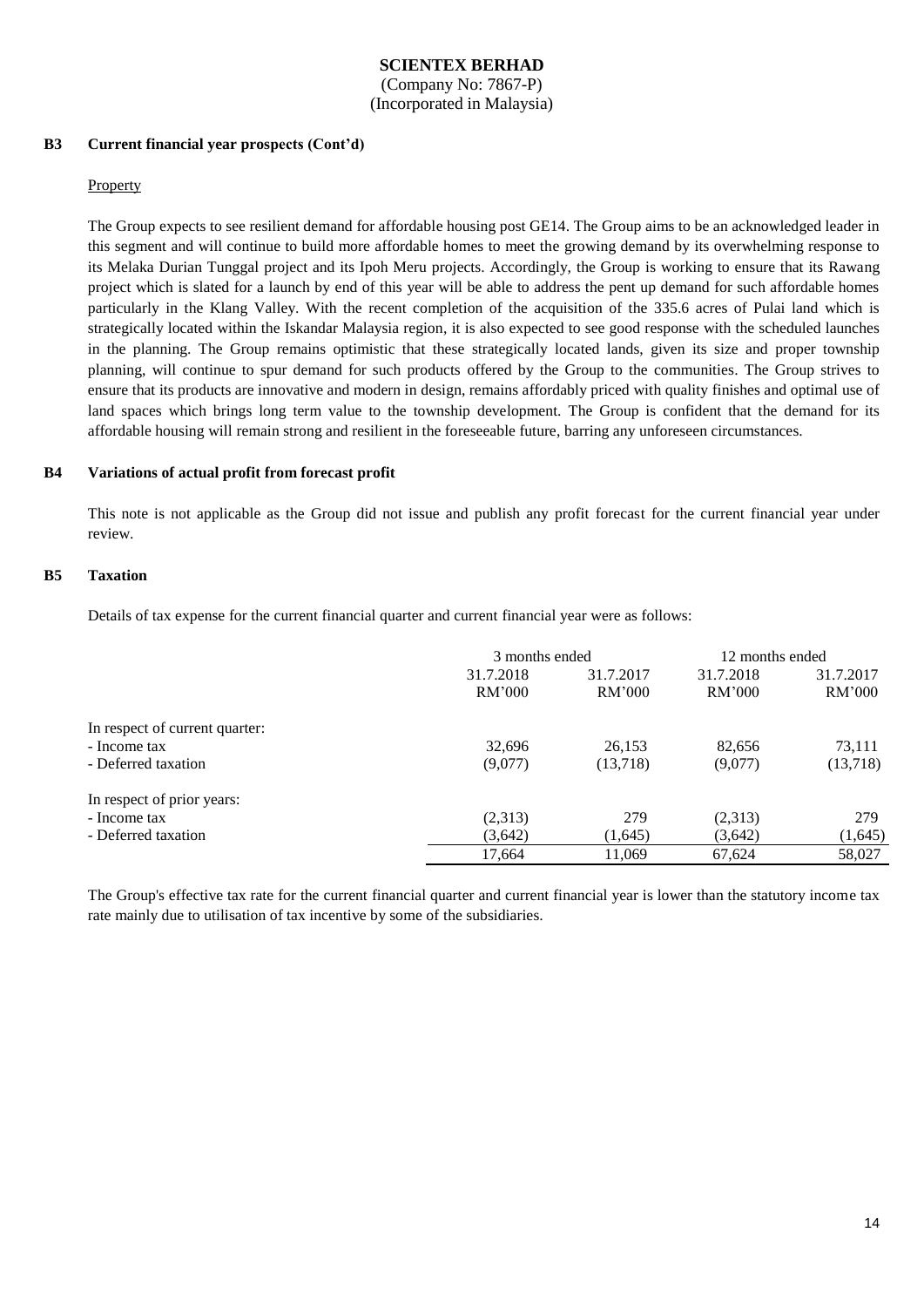## B3 Current financial year prospects (Cont'd)

Property

The Group expects to see resilient demand for affordable housing post GE14. The Group aims to be an acknowledged leader in this segment and will continue to build more affordable homes to meet the growing demand by its overwhelming response to its Melaka Durian Tunggal project and its Ipoh Meru projects. Accordingly, the Group is working to ensure that its Rawang project which is slated for a launch by end of this year will be able to address the pent up demand for such affordable homes particularly in the Klang Valley. With the recent completion of the acquisition of the 335.6 acres of Pulai land which is strategically located within the Iskandar Malaysia region, it is also expected to see good response with the scheduled launches in the planning. The Group remains optimistic that these strategically located lands, given its size and proper township planning, will continue to spur demand for such products offered by the Group to the communities. The Group strives to ensure that its products are innovative and modern in design, remains affordably priced with quality finishes and optimal use of land spaces which brings long term value to the township development. The Group is confident that the demand for its affordable housing will remain strong and resilient in the foreseeable future, barring any unforeseen circumstances.

## B4 Variations of actual profit from forecast profit

This note is not applicable as the Group did not issue and publish any profit forecast for the current financial year under review.

## B5 Taxation

Details of tax expense for the current financial quarter and current financial year were as follows:

| | 3 months ended | | 12 months ended | |
|---|---|---|---|---|
| | 31.7.2018 | 31.7.2017 | 31.7.2018 | 31.7.2017 |
| | RM'000 | RM'000 | RM'000 | RM'000 |
| In respect of current quarter: | | | | |
| - Income tax | 32,696 | 26,153 | 82,656 | 73,111 |
| - Deferred taxation | (9,077) | (13,718) | (9,077) | (13,718) |
| In respect of prior years: | | | | |
| - Income tax | (2,313) | 279 | (2,313) | 279 |
| - Deferred taxation | (3,642) | (1,645) | (3,642) | (1,645) |
| | 17,664 | 11,069 | 67,624 | 58,027 |

The Group's effective tax rate for the current financial quarter and current financial year is lower than the statutory income tax rate mainly due to utilisation of tax incentive by some of the subsidiaries.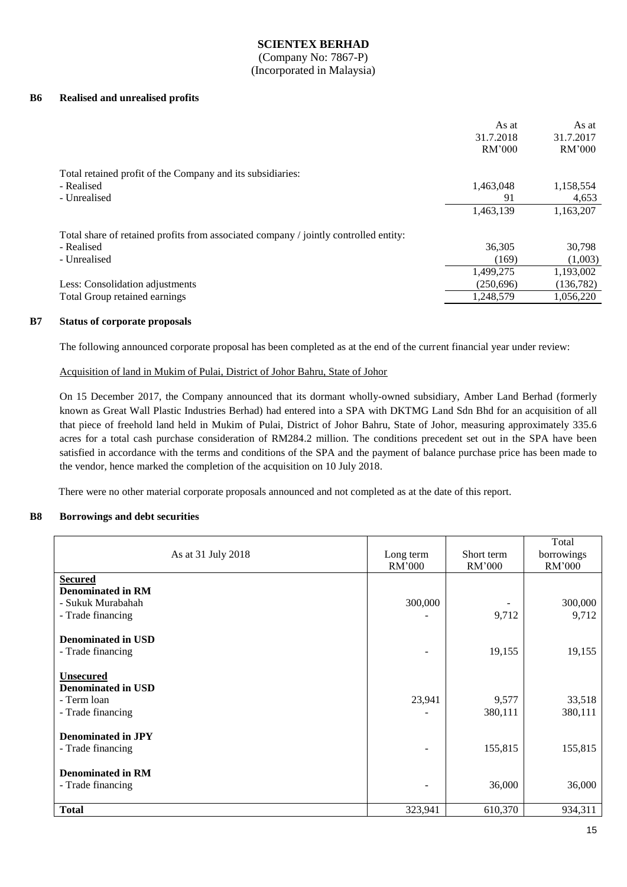**SCIENTEX BERHAD**
(Company No: 7867-P)
(Incorporated in Malaysia)

## B6 Realised and unrealised profits

| | As at 31.7.2018 RM'000 | As at 31.7.2017 RM'000 |
|---|---|---|
| Total retained profit of the Company and its subsidiaries: | | |
| - Realised | 1,463,048 | 1,158,554 |
| - Unrealised | 91 | 4,653 |
| | 1,463,139 | 1,163,207 |
| Total share of retained profits from associated company / jointly controlled entity: | | |
| - Realised | 36,305 | 30,798 |
| - Unrealised | (169) | (1,003) |
| | 1,499,275 | 1,193,002 |
| Less: Consolidation adjustments | (250,696) | (136,782) |
| Total Group retained earnings | 1,248,579 | 1,056,220 |

## B7 Status of corporate proposals

The following announced corporate proposal has been completed as at the end of the current financial year under review:

Acquisition of land in Mukim of Pulai, District of Johor Bahru, State of Johor

On 15 December 2017, the Company announced that its dormant wholly-owned subsidiary, Amber Land Berhad (formerly known as Great Wall Plastic Industries Berhad) had entered into a SPA with DKTMG Land Sdn Bhd for an acquisition of all that piece of freehold land held in Mukim of Pulai, District of Johor Bahru, State of Johor, measuring approximately 335.6 acres for a total cash purchase consideration of RM284.2 million. The conditions precedent set out in the SPA have been satisfied in accordance with the terms and conditions of the SPA and the payment of balance purchase price has been made to the vendor, hence marked the completion of the acquisition on 10 July 2018.

There were no other material corporate proposals announced and not completed as at the date of this report.

## B8 Borrowings and debt securities

| As at 31 July 2018 | Long term RM'000 | Short term RM'000 | Total borrowings RM'000 |
|---|---|---|---|
| **Secured** | | | |
| **Denominated in RM** | | | |
| - Sukuk Murabahah | 300,000 | - | 300,000 |
| - Trade financing | - | 9,712 | 9,712 |
| **Denominated in USD** | | | |
| - Trade financing | - | 19,155 | 19,155 |
| **Unsecured** | | | |
| **Denominated in USD** | | | |
| - Term loan | 23,941 | 9,577 | 33,518 |
| - Trade financing | - | 380,111 | 380,111 |
| **Denominated in JPY** | | | |
| - Trade financing | - | 155,815 | 155,815 |
| **Denominated in RM** | | | |
| - Trade financing | - | 36,000 | 36,000 |
| **Total** | 323,941 | 610,370 | 934,311 |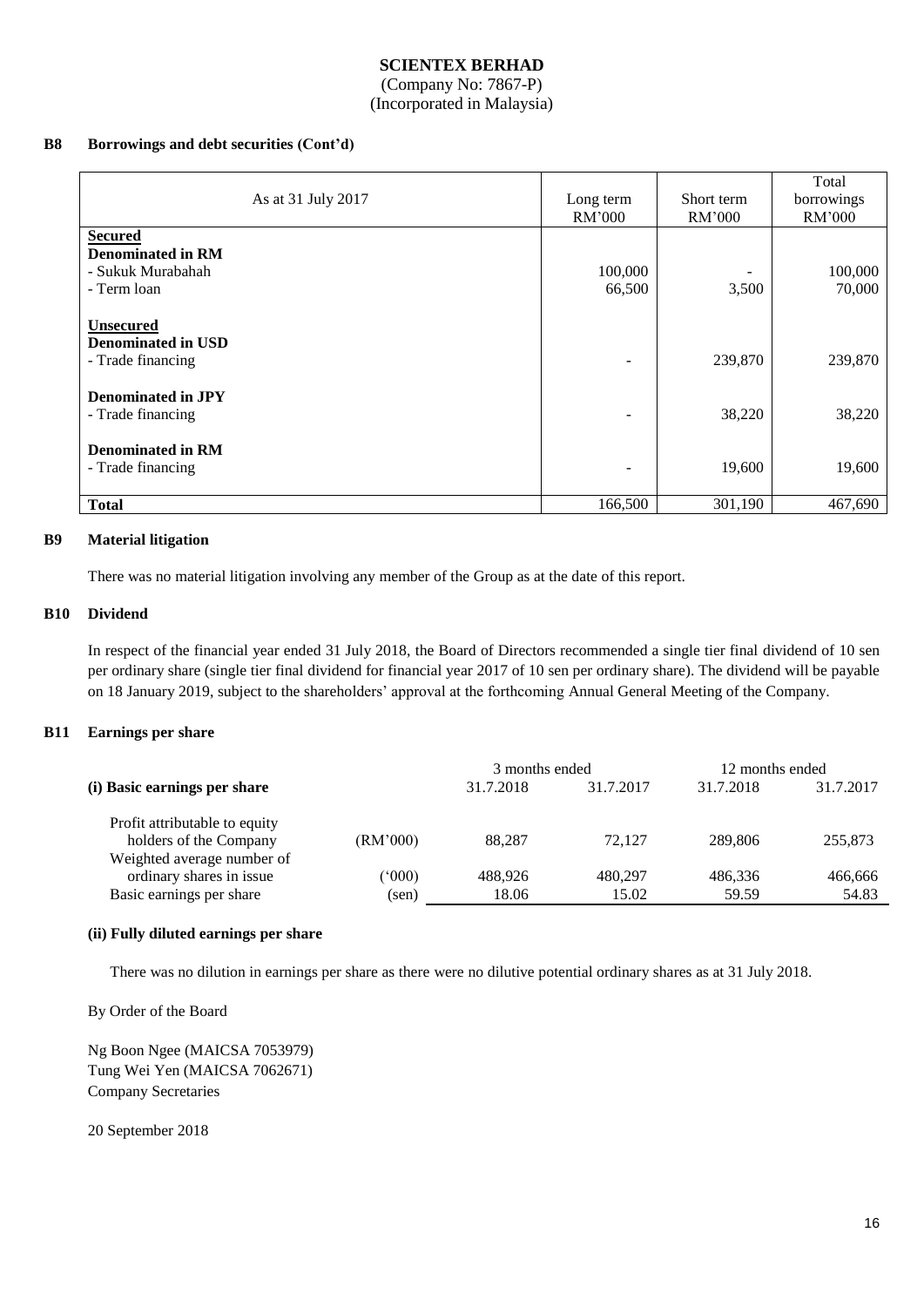**SCIENTEX BERHAD**
(Company No: 7867-P)
(Incorporated in Malaysia)

## B8 Borrowings and debt securities (Cont'd)

| As at 31 July 2017 | Long term RM'000 | Short term RM'000 | Total borrowings RM'000 |
|---|---|---|---|
| **Secured** | | | |
| **Denominated in RM** | | | |
| - Sukuk Murabahah | 100,000 | - | 100,000 |
| - Term loan | 66,500 | 3,500 | 70,000 |
| **Unsecured** | | | |
| **Denominated in USD** | | | |
| - Trade financing | - | 239,870 | 239,870 |
| **Denominated in JPY** | | | |
| - Trade financing | - | 38,220 | 38,220 |
| **Denominated in RM** | | | |
| - Trade financing | - | 19,600 | 19,600 |
| **Total** | 166,500 | 301,190 | 467,690 |

## B9 Material litigation

There was no material litigation involving any member of the Group as at the date of this report.

## B10 Dividend

In respect of the financial year ended 31 July 2018, the Board of Directors recommended a single tier final dividend of 10 sen per ordinary share (single tier final dividend for financial year 2017 of 10 sen per ordinary share). The dividend will be payable on 18 January 2019, subject to the shareholders' approval at the forthcoming Annual General Meeting of the Company.

## B11 Earnings per share

| | | 3 months ended | | 12 months ended | |
|---|---|---|---|---|---|
| **(i) Basic earnings per share** | | 31.7.2018 | 31.7.2017 | 31.7.2018 | 31.7.2017 |
| Profit attributable to equity holders of the Company | (RM'000) | 88,287 | 72,127 | 289,806 | 255,873 |
| Weighted average number of ordinary shares in issue | ('000) | 488,926 | 480,297 | 486,336 | 466,666 |
| Basic earnings per share | (sen) | 18.06 | 15.02 | 59.59 | 54.83 |

**(ii) Fully diluted earnings per share**

There was no dilution in earnings per share as there were no dilutive potential ordinary shares as at 31 July 2018.

By Order of the Board

Ng Boon Ngee (MAICSA 7053979)
Tung Wei Yen (MAICSA 7062671)
Company Secretaries

20 September 2018